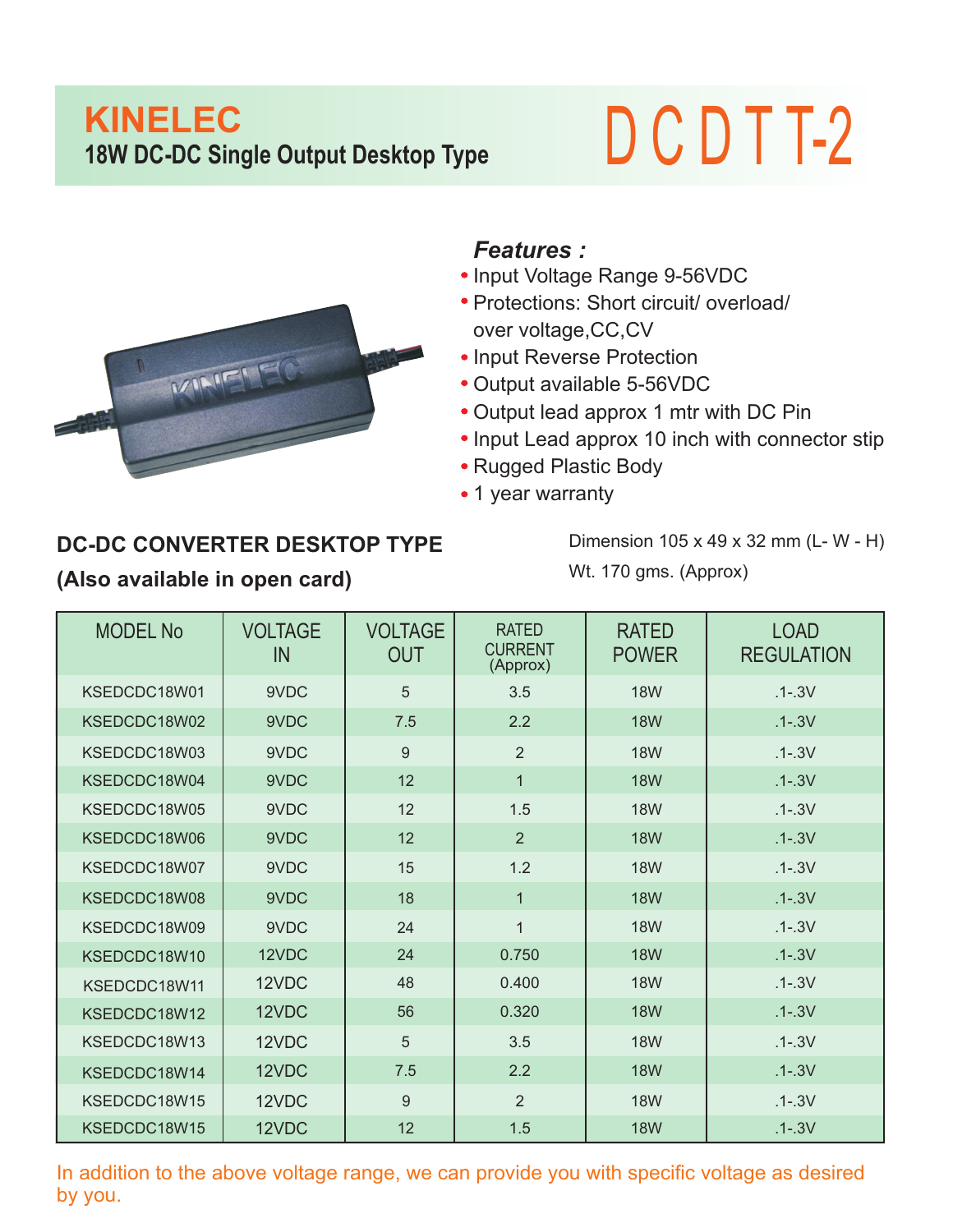# KINELEC

## 18W DC-DC Single Output Desktop Type

# DCDTT-2

### *Features :*

- Input Voltage Range 9-56VDC
- Protections: Short circuit/ overload/ over voltage,CC,CV
- Input Reverse Protection
- Output available 5-56VDC
- Output lead approx 1 mtr with DC Pin
- Input Lead approx 10 inch with connector stip
- Rugged Plastic Body
- 1 year warranty

**DC-DC CONVERTER DESKTOP TYPE**

**(Also available in open card)**

Dimension 105 x 49 x 32 mm (L- W - H)

Wt. 170 gms. (Approx)

| MODEL No | VOLTAGE IN | VOLTAGE OUT | RATED CURRENT (Approx) | RATED POWER | LOAD REGULATION |
|---|---|---|---|---|---|
| KSEDCDC18W01 | 9VDC | 5 | 3.5 | 18W | .1-.3V |
| KSEDCDC18W02 | 9VDC | 7.5 | 2.2 | 18W | .1-.3V |
| KSEDCDC18W03 | 9VDC | 9 | 2 | 18W | .1-.3V |
| KSEDCDC18W04 | 9VDC | 12 | 1 | 18W | .1-.3V |
| KSEDCDC18W05 | 9VDC | 12 | 1.5 | 18W | .1-.3V |
| KSEDCDC18W06 | 9VDC | 12 | 2 | 18W | .1-.3V |
| KSEDCDC18W07 | 9VDC | 15 | 1.2 | 18W | .1-.3V |
| KSEDCDC18W08 | 9VDC | 18 | 1 | 18W | .1-.3V |
| KSEDCDC18W09 | 9VDC | 24 | 1 | 18W | .1-.3V |
| KSEDCDC18W10 | 12VDC | 24 | 0.750 | 18W | .1-.3V |
| KSEDCDC18W11 | 12VDC | 48 | 0.400 | 18W | .1-.3V |
| KSEDCDC18W12 | 12VDC | 56 | 0.320 | 18W | .1-.3V |
| KSEDCDC18W13 | 12VDC | 5 | 3.5 | 18W | .1-.3V |
| KSEDCDC18W14 | 12VDC | 7.5 | 2.2 | 18W | .1-.3V |
| KSEDCDC18W15 | 12VDC | 9 | 2 | 18W | .1-.3V |
| KSEDCDC18W15 | 12VDC | 12 | 1.5 | 18W | .1-.3V |

In addition to the above voltage range, we can provide you with specific voltage as desired by you.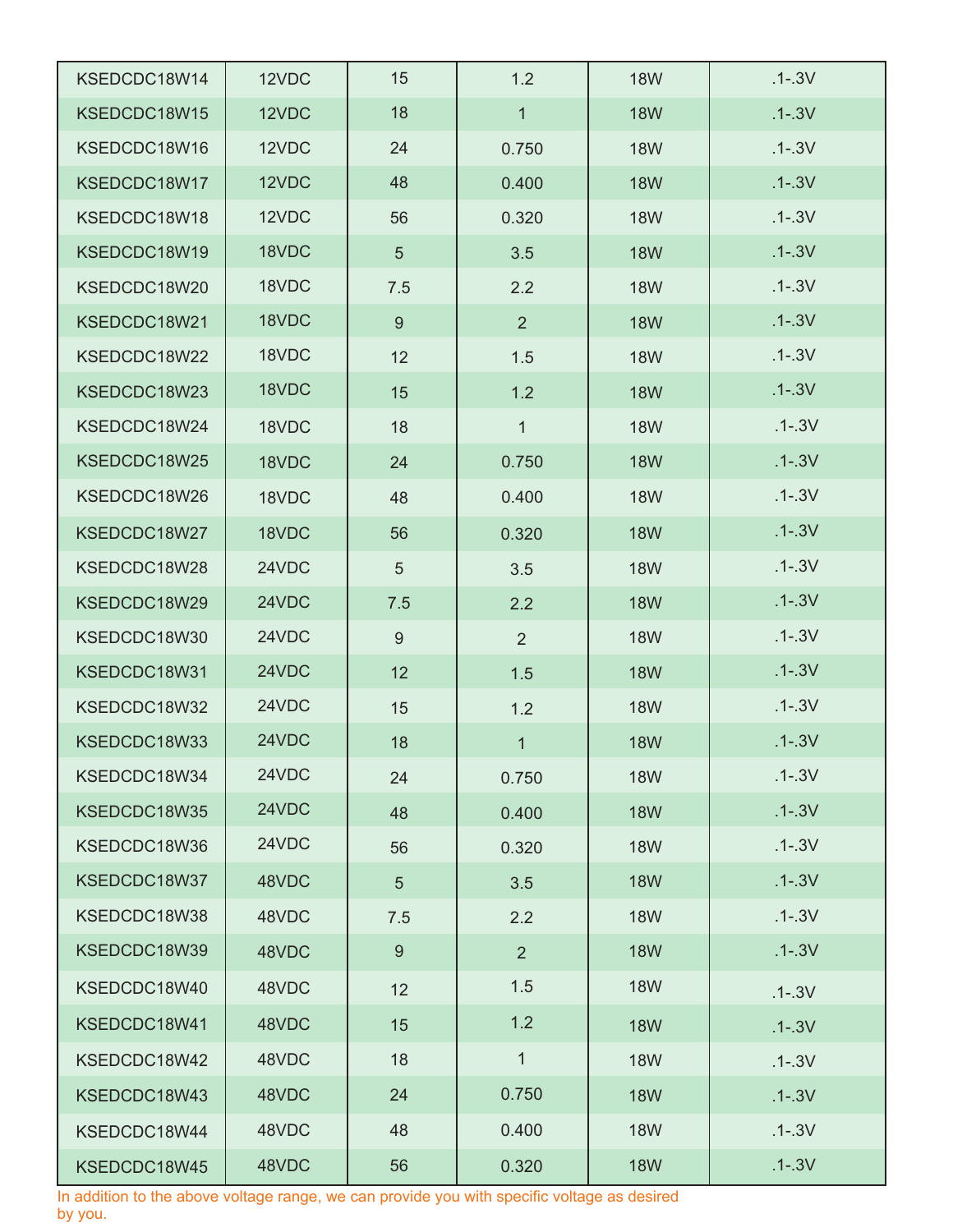| KSEDCDC18W14 | 12VDC | 15 | 1.2 | 18W | .1-.3V |
|---|---|---|---|---|---|
| KSEDCDC18W15 | 12VDC | 18 | 1 | 18W | .1-.3V |
| KSEDCDC18W16 | 12VDC | 24 | 0.750 | 18W | .1-.3V |
| KSEDCDC18W17 | 12VDC | 48 | 0.400 | 18W | .1-.3V |
| KSEDCDC18W18 | 12VDC | 56 | 0.320 | 18W | .1-.3V |
| KSEDCDC18W19 | 18VDC | 5 | 3.5 | 18W | .1-.3V |
| KSEDCDC18W20 | 18VDC | 7.5 | 2.2 | 18W | .1-.3V |
| KSEDCDC18W21 | 18VDC | 9 | 2 | 18W | .1-.3V |
| KSEDCDC18W22 | 18VDC | 12 | 1.5 | 18W | .1-.3V |
| KSEDCDC18W23 | 18VDC | 15 | 1.2 | 18W | .1-.3V |
| KSEDCDC18W24 | 18VDC | 18 | 1 | 18W | .1-.3V |
| KSEDCDC18W25 | 18VDC | 24 | 0.750 | 18W | .1-.3V |
| KSEDCDC18W26 | 18VDC | 48 | 0.400 | 18W | .1-.3V |
| KSEDCDC18W27 | 18VDC | 56 | 0.320 | 18W | .1-.3V |
| KSEDCDC18W28 | 24VDC | 5 | 3.5 | 18W | .1-.3V |
| KSEDCDC18W29 | 24VDC | 7.5 | 2.2 | 18W | .1-.3V |
| KSEDCDC18W30 | 24VDC | 9 | 2 | 18W | .1-.3V |
| KSEDCDC18W31 | 24VDC | 12 | 1.5 | 18W | .1-.3V |
| KSEDCDC18W32 | 24VDC | 15 | 1.2 | 18W | .1-.3V |
| KSEDCDC18W33 | 24VDC | 18 | 1 | 18W | .1-.3V |
| KSEDCDC18W34 | 24VDC | 24 | 0.750 | 18W | .1-.3V |
| KSEDCDC18W35 | 24VDC | 48 | 0.400 | 18W | .1-.3V |
| KSEDCDC18W36 | 24VDC | 56 | 0.320 | 18W | .1-.3V |
| KSEDCDC18W37 | 48VDC | 5 | 3.5 | 18W | .1-.3V |
| KSEDCDC18W38 | 48VDC | 7.5 | 2.2 | 18W | .1-.3V |
| KSEDCDC18W39 | 48VDC | 9 | 2 | 18W | .1-.3V |
| KSEDCDC18W40 | 48VDC | 12 | 1.5 | 18W | .1-.3V |
| KSEDCDC18W41 | 48VDC | 15 | 1.2 | 18W | .1-.3V |
| KSEDCDC18W42 | 48VDC | 18 | 1 | 18W | .1-.3V |
| KSEDCDC18W43 | 48VDC | 24 | 0.750 | 18W | .1-.3V |
| KSEDCDC18W44 | 48VDC | 48 | 0.400 | 18W | .1-.3V |
| KSEDCDC18W45 | 48VDC | 56 | 0.320 | 18W | .1-.3V |

In addition to the above voltage range, we can provide you with specific voltage as desired by you.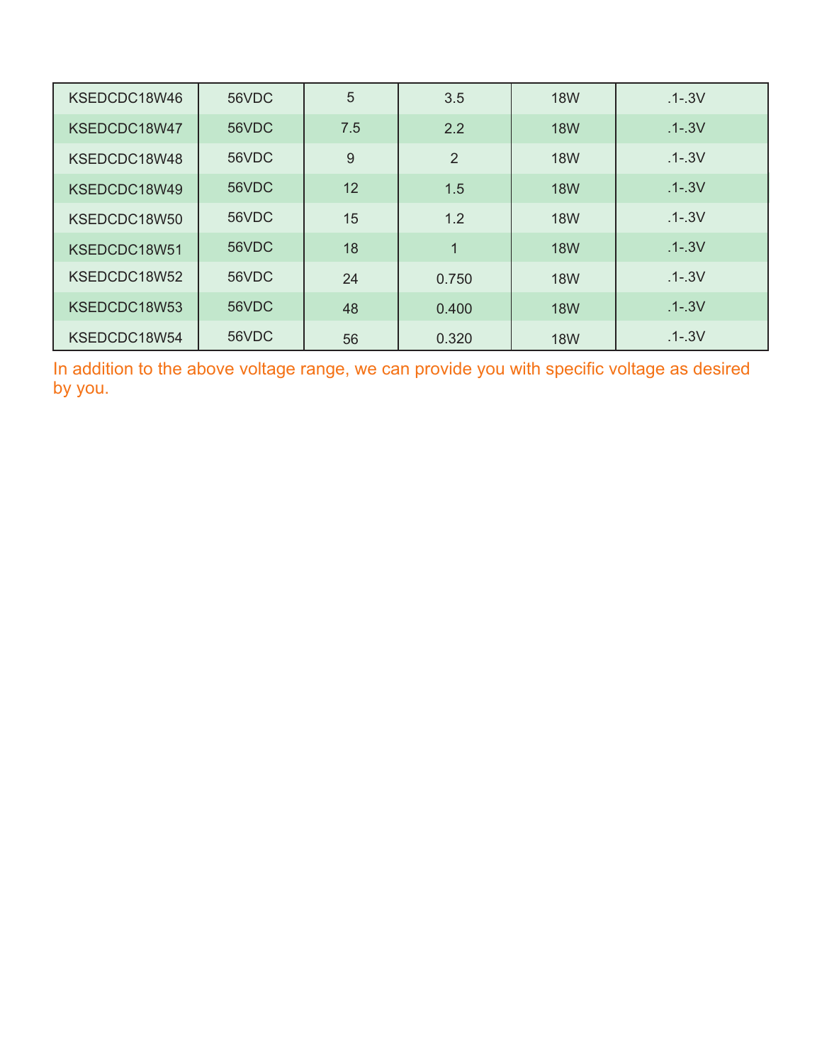| | | | | | |
|---|---|---|---|---|---|
| KSEDCDC18W46 | 56VDC | 5 | 3.5 | 18W | .1-.3V |
| KSEDCDC18W47 | 56VDC | 7.5 | 2.2 | 18W | .1-.3V |
| KSEDCDC18W48 | 56VDC | 9 | 2 | 18W | .1-.3V |
| KSEDCDC18W49 | 56VDC | 12 | 1.5 | 18W | .1-.3V |
| KSEDCDC18W50 | 56VDC | 15 | 1.2 | 18W | .1-.3V |
| KSEDCDC18W51 | 56VDC | 18 | 1 | 18W | .1-.3V |
| KSEDCDC18W52 | 56VDC | 24 | 0.750 | 18W | .1-.3V |
| KSEDCDC18W53 | 56VDC | 48 | 0.400 | 18W | .1-.3V |
| KSEDCDC18W54 | 56VDC | 56 | 0.320 | 18W | .1-.3V |

In addition to the above voltage range, we can provide you with specific voltage as desired by you.